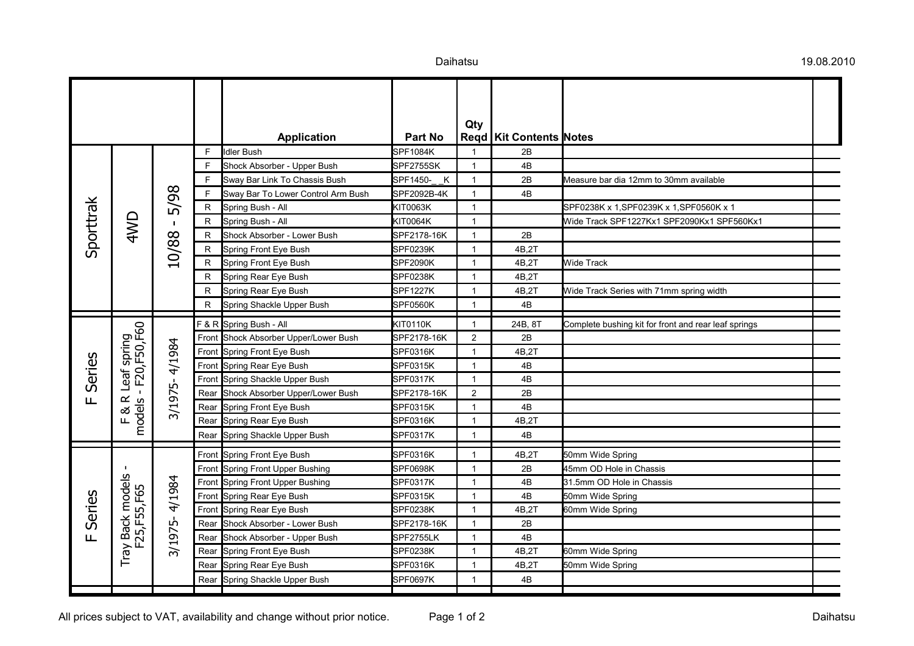| Model | Variant | Years | Position | Application | Part No | Qty Reqd | Kit Contents | Notes |
|---|---|---|---|---|---|---|---|---|
| Sporttrak | 4WD | 10/88 - 5/98 | F | Idler Bush | SPF1084K | 1 | 2B | |
| | | | F | Shock Absorber - Upper Bush | SPF2755SK | 1 | 4B | |
| | | | F | Sway Bar Link To Chassis Bush | SPF1450-_ _K | 1 | 2B | Measure bar dia 12mm to 30mm available |
| | | | F | Sway Bar To Lower Control Arm Bush | SPF2092B-4K | 1 | 4B | |
| | | | R | Spring Bush - All | KIT0063K | 1 | | SPF0238K x 1,SPF0239K x 1,SPF0560K x 1 |
| | | | R | Spring Bush - All | KIT0064K | 1 | | Wide Track SPF1227Kx1 SPF2090Kx1 SPF560Kx1 |
| | | | R | Shock Absorber - Lower Bush | SPF2178-16K | 1 | 2B | |
| | | | R | Spring Front Eye Bush | SPF0239K | 1 | 4B,2T | |
| | | | R | Spring Front Eye Bush | SPF2090K | 1 | 4B,2T | Wide Track |
| | | | R | Spring Rear Eye Bush | SPF0238K | 1 | 4B,2T | |
| | | | R | Spring Rear Eye Bush | SPF1227K | 1 | 4B,2T | Wide Track Series with 71mm spring width |
| | | | R | Spring Shackle Upper Bush | SPF0560K | 1 | 4B | |
| F Series | F & R Leaf spring models - F20,F50,F60 | 3/1975- 4/1984 | F & R | Spring Bush - All | KIT0110K | 1 | 24B, 8T | Complete bushing kit for front and rear leaf springs |
| | | | Front | Shock Absorber Upper/Lower Bush | SPF2178-16K | 2 | 2B | |
| | | | Front | Spring Front Eye Bush | SPF0316K | 1 | 4B,2T | |
| | | | Front | Spring Rear Eye Bush | SPF0315K | 1 | 4B | |
| | | | Front | Spring Shackle Upper Bush | SPF0317K | 1 | 4B | |
| | | | Rear | Shock Absorber Upper/Lower Bush | SPF2178-16K | 2 | 2B | |
| | | | Rear | Spring Front Eye Bush | SPF0315K | 1 | 4B | |
| | | | Rear | Spring Rear Eye Bush | SPF0316K | 1 | 4B,2T | |
| | | | Rear | Spring Shackle Upper Bush | SPF0317K | 1 | 4B | |
| F Series | Tray Back models - F25,F55,F65 | 3/1975- 4/1984 | Front | Spring Front Eye Bush | SPF0316K | 1 | 4B,2T | 50mm Wide Spring |
| | | | Front | Spring Front Upper Bushing | SPF0698K | 1 | 2B | 45mm OD Hole in Chassis |
| | | | Front | Spring Front Upper Bushing | SPF0317K | 1 | 4B | 31.5mm OD Hole in Chassis |
| | | | Front | Spring Rear Eye Bush | SPF0315K | 1 | 4B | 50mm Wide Spring |
| | | | Front | Spring Rear Eye Bush | SPF0238K | 1 | 4B,2T | 60mm Wide Spring |
| | | | Rear | Shock Absorber - Lower Bush | SPF2178-16K | 1 | 2B | |
| | | | Rear | Shock Absorber - Upper Bush | SPF2755LK | 1 | 4B | |
| | | | Rear | Spring Front Eye Bush | SPF0238K | 1 | 4B,2T | 60mm Wide Spring |
| | | | Rear | Spring Rear Eye Bush | SPF0316K | 1 | 4B,2T | 50mm Wide Spring |
| | | | Rear | Spring Shackle Upper Bush | SPF0697K | 1 | 4B | |

All prices subject to VAT, availability and change without prior notice.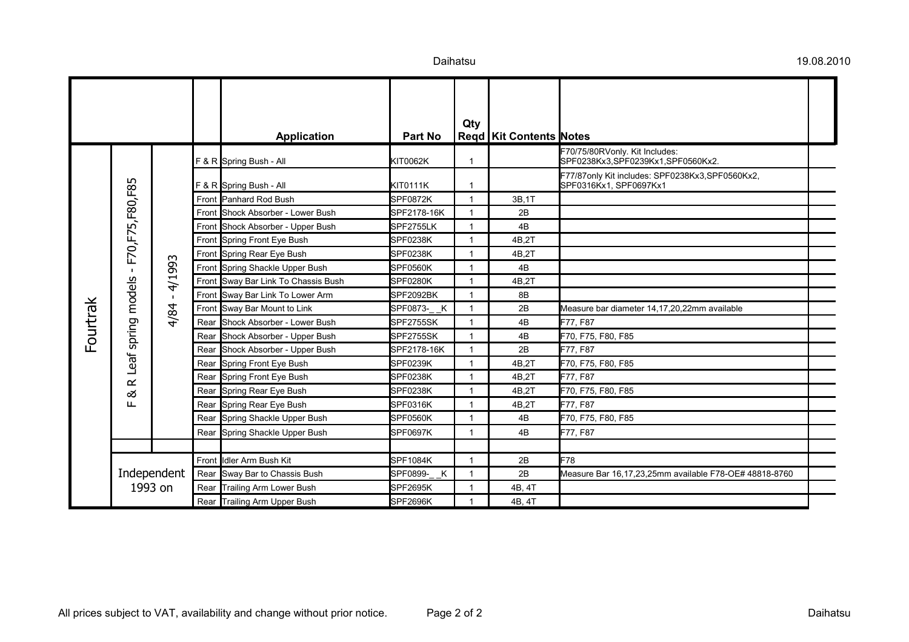| | | | | Application | Part No | Qty Reqd | Kit Contents | Notes |
|---|---|---|---|---|---|---|---|---|
| Fourtrak | F & R Leaf spring models - F70,F75,F80,F85 | 4/84 - 4/1993 | F & R | Spring Bush - All | KIT0062K | 1 | | F70/75/80RVonly. Kit Includes: SPF0238Kx3,SPF0239Kx1,SPF0560Kx2. |
| | | | F & R | Spring Bush - All | KIT0111K | 1 | | F77/87only Kit includes: SPF0238Kx3,SPF0560Kx2, SPF0316Kx1, SPF0697Kx1 |
| | | | Front | Panhard Rod Bush | SPF0872K | 1 | 3B,1T | |
| | | | Front | Shock Absorber - Lower Bush | SPF2178-16K | 1 | 2B | |
| | | | Front | Shock Absorber - Upper Bush | SPF2755LK | 1 | 4B | |
| | | | Front | Spring Front Eye Bush | SPF0238K | 1 | 4B,2T | |
| | | | Front | Spring Rear Eye Bush | SPF0238K | 1 | 4B,2T | |
| | | | Front | Spring Shackle Upper Bush | SPF0560K | 1 | 4B | |
| | | | Front | Sway Bar Link To Chassis Bush | SPF0280K | 1 | 4B,2T | |
| | | | Front | Sway Bar Link To Lower Arm | SPF2092BK | 1 | 8B | |
| | | | Front | Sway Bar Mount to Link | SPF0873-_ _K | 1 | 2B | Measure bar diameter 14,17,20,22mm available |
| | | | Rear | Shock Absorber - Lower Bush | SPF2755SK | 1 | 4B | F77, F87 |
| | | | Rear | Shock Absorber - Upper Bush | SPF2755SK | 1 | 4B | F70, F75, F80, F85 |
| | | | Rear | Shock Absorber - Upper Bush | SPF2178-16K | 1 | 2B | F77, F87 |
| | | | Rear | Spring Front Eye Bush | SPF0239K | 1 | 4B,2T | F70, F75, F80, F85 |
| | | | Rear | Spring Front Eye Bush | SPF0238K | 1 | 4B,2T | F77, F87 |
| | | | Rear | Spring Rear Eye Bush | SPF0238K | 1 | 4B,2T | F70, F75, F80, F85 |
| | | | Rear | Spring Rear Eye Bush | SPF0316K | 1 | 4B,2T | F77, F87 |
| | | | Rear | Spring Shackle Upper Bush | SPF0560K | 1 | 4B | F70, F75, F80, F85 |
| | | | Rear | Spring Shackle Upper Bush | SPF0697K | 1 | 4B | F77, F87 |
| | | | | | | | | |
| | Independent 1993 on | | Front | Idler Arm Bush Kit | SPF1084K | 1 | 2B | F78 |
| | | | Rear | Sway Bar to Chassis Bush | SPF0899-_ _K | 1 | 2B | Measure Bar 16,17,23,25mm available F78-OE# 48818-8760 |
| | | | Rear | Trailing Arm Lower Bush | SPF2695K | 1 | 4B, 4T | |
| | | | Rear | Trailing Arm Upper Bush | SPF2696K | 1 | 4B, 4T | |

All prices subject to VAT, availability and change without prior notice.